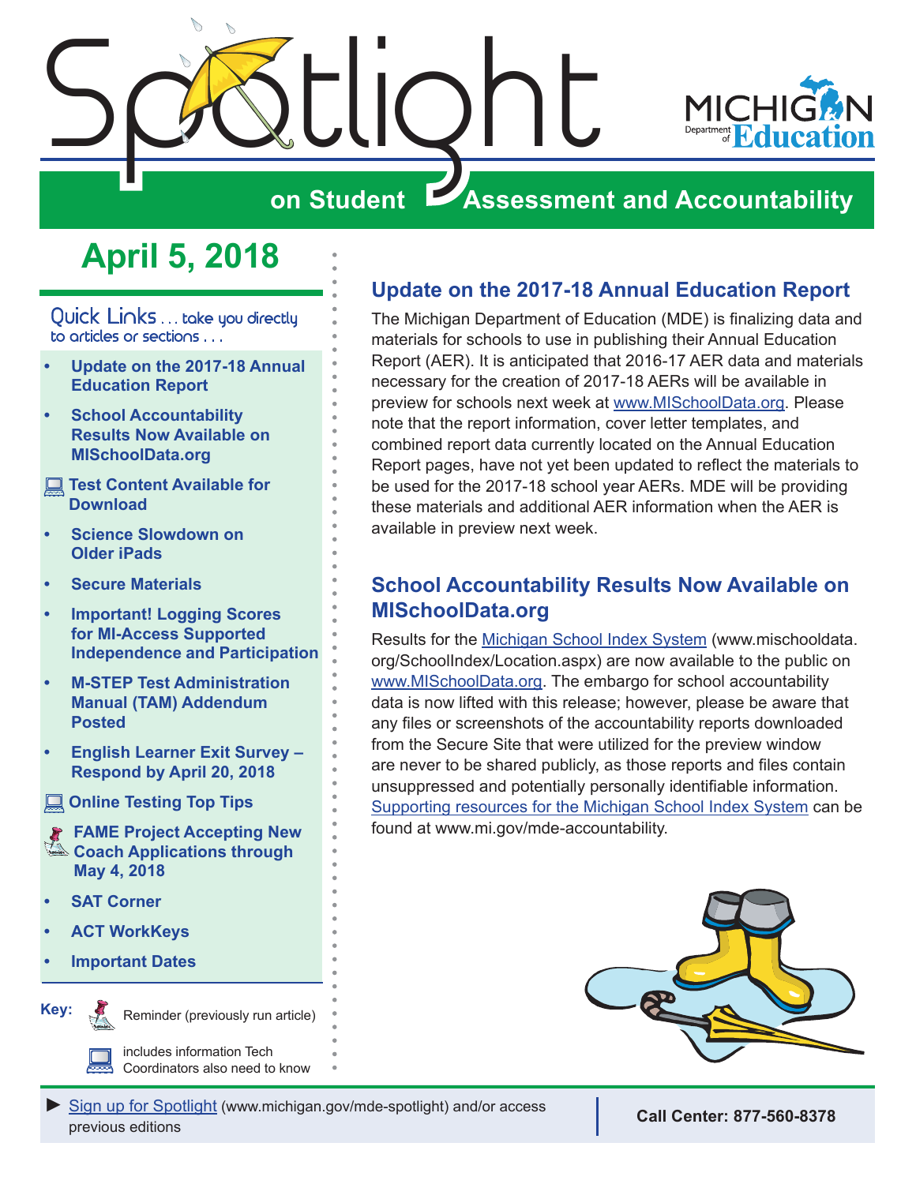# Spotlight on Student Assessment and Accountability

MICHIGAN Department of Education

## April 5, 2018

Quick Links . . . take you directly to articles or sections . . .

- Update on the 2017-18 Annual Education Report
- School Accountability Results Now Available on MISchoolData.org
- Test Content Available for Download
- Science Slowdown on Older iPads
- Secure Materials
- Important! Logging Scores for MI-Access Supported Independence and Participation
- M-STEP Test Administration Manual (TAM) Addendum Posted
- English Learner Exit Survey – Respond by April 20, 2018
- Online Testing Top Tips
- FAME Project Accepting New Coach Applications through May 4, 2018
- SAT Corner
- ACT WorkKeys
- Important Dates

**Key:**

Reminder (previously run article)

includes information Tech Coordinators also need to know

## Update on the 2017-18 Annual Education Report

The Michigan Department of Education (MDE) is finalizing data and materials for schools to use in publishing their Annual Education Report (AER). It is anticipated that 2016-17 AER data and materials necessary for the creation of 2017-18 AERs will be available in preview for schools next week at www.MISchoolData.org. Please note that the report information, cover letter templates, and combined report data currently located on the Annual Education Report pages, have not yet been updated to reflect the materials to be used for the 2017-18 school year AERs. MDE will be providing these materials and additional AER information when the AER is available in preview next week.

## School Accountability Results Now Available on MISchoolData.org

Results for the Michigan School Index System (www.mischooldata.org/SchoolIndex/Location.aspx) are now available to the public on www.MISchoolData.org. The embargo for school accountability data is now lifted with this release; however, please be aware that any files or screenshots of the accountability reports downloaded from the Secure Site that were utilized for the preview window are never to be shared publicly, as those reports and files contain unsuppressed and potentially personally identifiable information. Supporting resources for the Michigan School Index System can be found at www.mi.gov/mde-accountability.

► Sign up for Spotlight (www.michigan.gov/mde-spotlight) and/or access previous editions

**Call Center: 877-560-8378**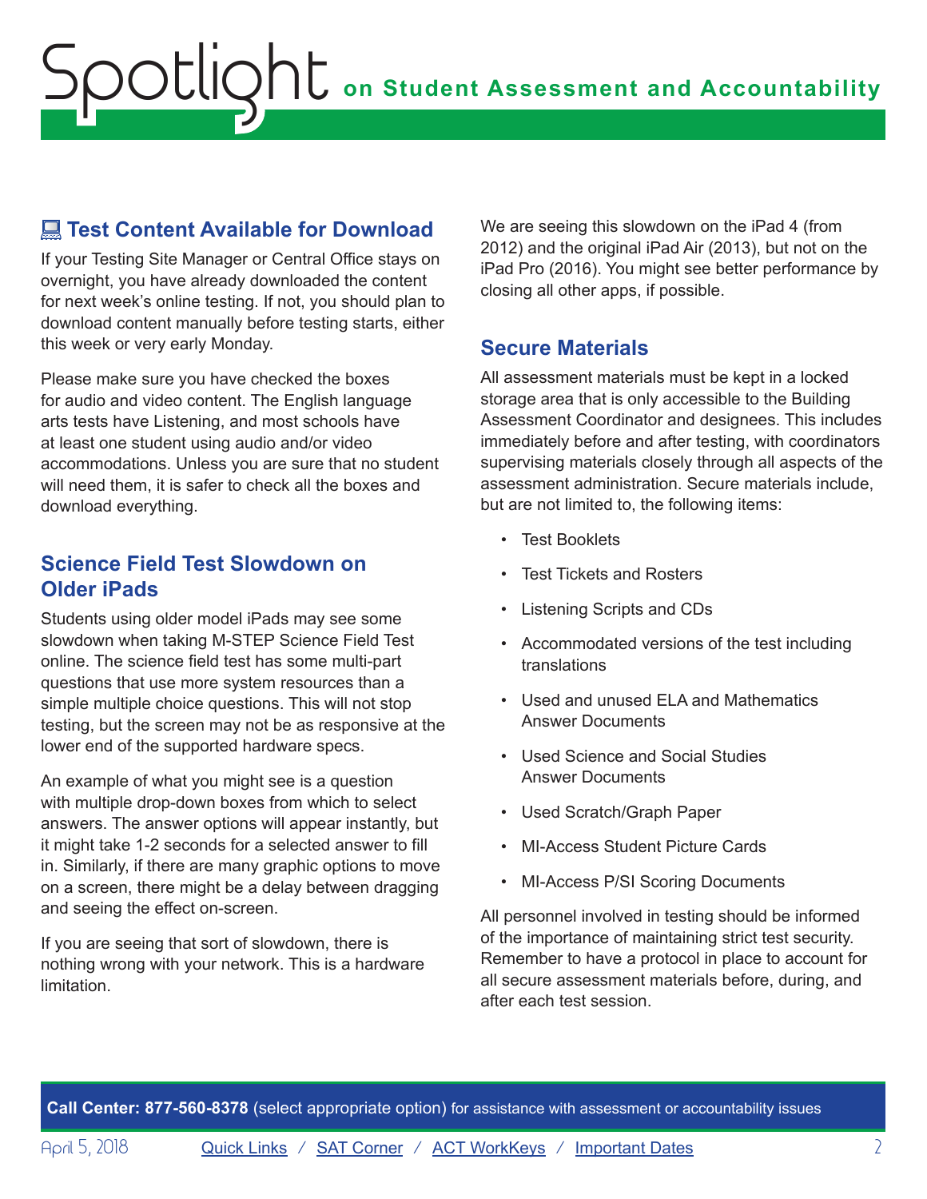## 💻 Test Content Available for Download

If your Testing Site Manager or Central Office stays on overnight, you have already downloaded the content for next week's online testing. If not, you should plan to download content manually before testing starts, either this week or very early Monday.

Please make sure you have checked the boxes for audio and video content. The English language arts tests have Listening, and most schools have at least one student using audio and/or video accommodations. Unless you are sure that no student will need them, it is safer to check all the boxes and download everything.

## Science Field Test Slowdown on Older iPads

Students using older model iPads may see some slowdown when taking M-STEP Science Field Test online. The science field test has some multi-part questions that use more system resources than a simple multiple choice questions. This will not stop testing, but the screen may not be as responsive at the lower end of the supported hardware specs.

An example of what you might see is a question with multiple drop-down boxes from which to select answers. The answer options will appear instantly, but it might take 1-2 seconds for a selected answer to fill in. Similarly, if there are many graphic options to move on a screen, there might be a delay between dragging and seeing the effect on-screen.

If you are seeing that sort of slowdown, there is nothing wrong with your network. This is a hardware limitation.

We are seeing this slowdown on the iPad 4 (from 2012) and the original iPad Air (2013), but not on the iPad Pro (2016). You might see better performance by closing all other apps, if possible.

## Secure Materials

All assessment materials must be kept in a locked storage area that is only accessible to the Building Assessment Coordinator and designees. This includes immediately before and after testing, with coordinators supervising materials closely through all aspects of the assessment administration. Secure materials include, but are not limited to, the following items:

- Test Booklets
- Test Tickets and Rosters
- Listening Scripts and CDs
- Accommodated versions of the test including translations
- Used and unused ELA and Mathematics Answer Documents
- Used Science and Social Studies Answer Documents
- Used Scratch/Graph Paper
- MI-Access Student Picture Cards
- MI-Access P/SI Scoring Documents

All personnel involved in testing should be informed of the importance of maintaining strict test security. Remember to have a protocol in place to account for all secure assessment materials before, during, and after each test session.

**Call Center: 877-560-8378** (select appropriate option) for assistance with assessment or accountability issues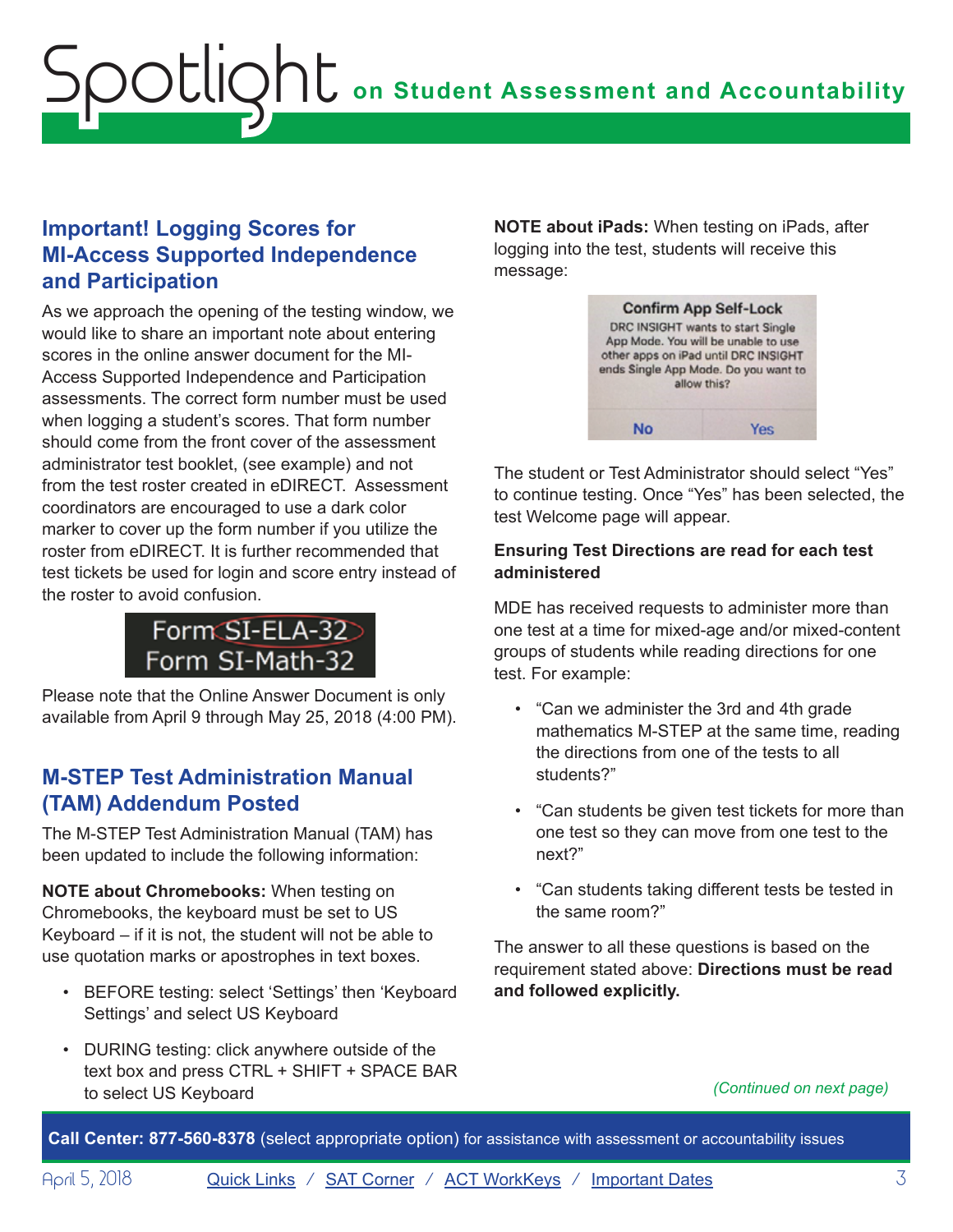## Important! Logging Scores for MI-Access Supported Independence and Participation

As we approach the opening of the testing window, we would like to share an important note about entering scores in the online answer document for the MI-Access Supported Independence and Participation assessments. The correct form number must be used when logging a student's scores. That form number should come from the front cover of the assessment administrator test booklet, (see example) and not from the test roster created in eDIRECT. Assessment coordinators are encouraged to use a dark color marker to cover up the form number if you utilize the roster from eDIRECT. It is further recommended that test tickets be used for login and score entry instead of the roster to avoid confusion.

Form SI-ELA-32
Form SI-Math-32

Please note that the Online Answer Document is only available from April 9 through May 25, 2018 (4:00 PM).

## M-STEP Test Administration Manual (TAM) Addendum Posted

The M-STEP Test Administration Manual (TAM) has been updated to include the following information:

**NOTE about Chromebooks:** When testing on Chromebooks, the keyboard must be set to US Keyboard – if it is not, the student will not be able to use quotation marks or apostrophes in text boxes.

- BEFORE testing: select 'Settings' then 'Keyboard Settings' and select US Keyboard
- DURING testing: click anywhere outside of the text box and press CTRL + SHIFT + SPACE BAR to select US Keyboard

**NOTE about iPads:** When testing on iPads, after logging into the test, students will receive this message:

**Confirm App Self-Lock**
DRC INSIGHT wants to start Single App Mode. You will be unable to use other apps on iPad until DRC INSIGHT ends Single App Mode. Do you want to allow this?
No | Yes

The student or Test Administrator should select "Yes" to continue testing. Once "Yes" has been selected, the test Welcome page will appear.

**Ensuring Test Directions are read for each test administered**

MDE has received requests to administer more than one test at a time for mixed-age and/or mixed-content groups of students while reading directions for one test. For example:

- "Can we administer the 3rd and 4th grade mathematics M-STEP at the same time, reading the directions from one of the tests to all students?"
- "Can students be given test tickets for more than one test so they can move from one test to the next?"
- "Can students taking different tests be tested in the same room?"

The answer to all these questions is based on the requirement stated above: **Directions must be read and followed explicitly.**

*(Continued on next page)*

**Call Center: 877-560-8378** (select appropriate option) for assistance with assessment or accountability issues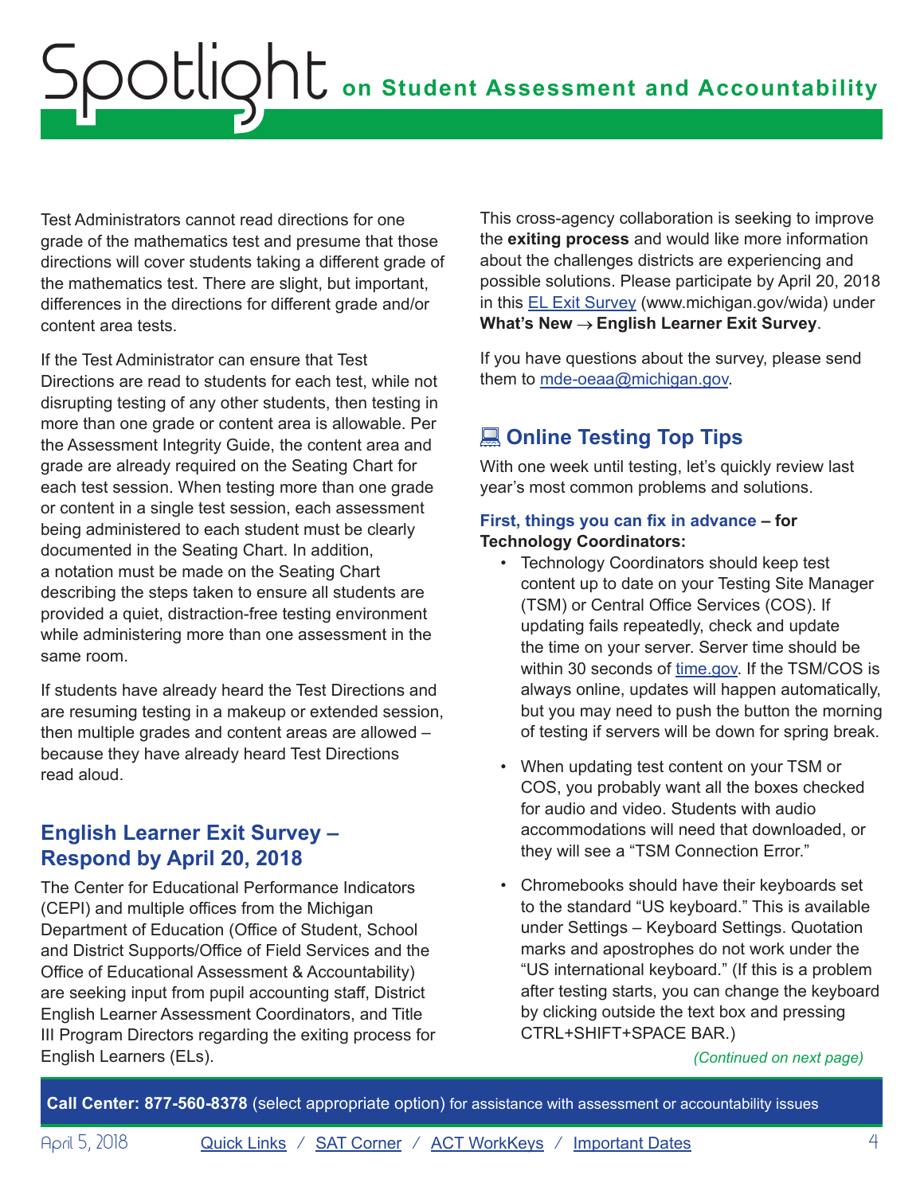Test Administrators cannot read directions for one grade of the mathematics test and presume that those directions will cover students taking a different grade of the mathematics test. There are slight, but important, differences in the directions for different grade and/or content area tests.

If the Test Administrator can ensure that Test Directions are read to students for each test, while not disrupting testing of any other students, then testing in more than one grade or content area is allowable. Per the Assessment Integrity Guide, the content area and grade are already required on the Seating Chart for each test session. When testing more than one grade or content in a single test session, each assessment being administered to each student must be clearly documented in the Seating Chart. In addition, a notation must be made on the Seating Chart describing the steps taken to ensure all students are provided a quiet, distraction-free testing environment while administering more than one assessment in the same room.

If students have already heard the Test Directions and are resuming testing in a makeup or extended session, then multiple grades and content areas are allowed – because they have already heard Test Directions read aloud.

## English Learner Exit Survey – Respond by April 20, 2018

The Center for Educational Performance Indicators (CEPI) and multiple offices from the Michigan Department of Education (Office of Student, School and District Supports/Office of Field Services and the Office of Educational Assessment & Accountability) are seeking input from pupil accounting staff, District English Learner Assessment Coordinators, and Title III Program Directors regarding the exiting process for English Learners (ELs).

This cross-agency collaboration is seeking to improve the **exiting process** and would like more information about the challenges districts are experiencing and possible solutions. Please participate by April 20, 2018 in this EL Exit Survey (www.michigan.gov/wida) under **What's New → English Learner Exit Survey**.

If you have questions about the survey, please send them to mde-oeaa@michigan.gov.

## 💻 Online Testing Top Tips

With one week until testing, let's quickly review last year's most common problems and solutions.

**First, things you can fix in advance – for Technology Coordinators:**

- Technology Coordinators should keep test content up to date on your Testing Site Manager (TSM) or Central Office Services (COS). If updating fails repeatedly, check and update the time on your server. Server time should be within 30 seconds of time.gov. If the TSM/COS is always online, updates will happen automatically, but you may need to push the button the morning of testing if servers will be down for spring break.
- When updating test content on your TSM or COS, you probably want all the boxes checked for audio and video. Students with audio accommodations will need that downloaded, or they will see a "TSM Connection Error."
- Chromebooks should have their keyboards set to the standard "US keyboard." This is available under Settings – Keyboard Settings. Quotation marks and apostrophes do not work under the "US international keyboard." (If this is a problem after testing starts, you can change the keyboard by clicking outside the text box and pressing CTRL+SHIFT+SPACE BAR.)

*(Continued on next page)*

**Call Center: 877-560-8378** (select appropriate option) for assistance with assessment or accountability issues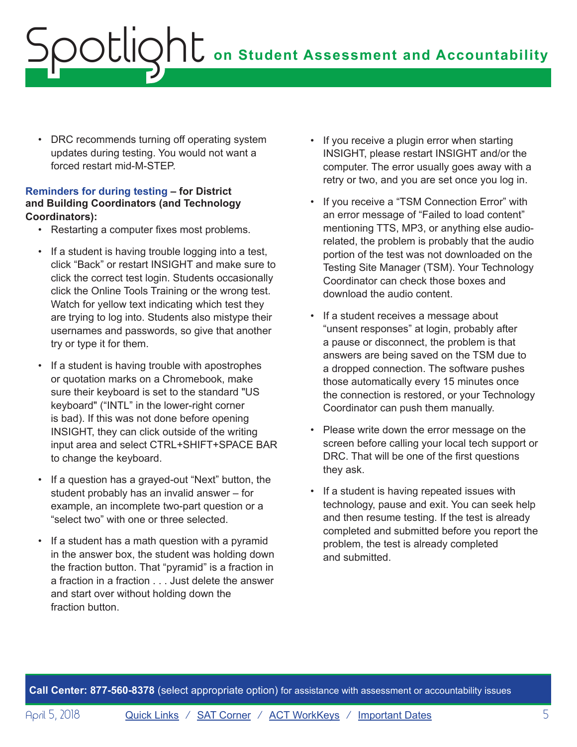- DRC recommends turning off operating system updates during testing. You would not want a forced restart mid-M-STEP.

**Reminders for during testing – for District and Building Coordinators (and Technology Coordinators):**

- Restarting a computer fixes most problems.
- If a student is having trouble logging into a test, click "Back" or restart INSIGHT and make sure to click the correct test login. Students occasionally click the Online Tools Training or the wrong test. Watch for yellow text indicating which test they are trying to log into. Students also mistype their usernames and passwords, so give that another try or type it for them.
- If a student is having trouble with apostrophes or quotation marks on a Chromebook, make sure their keyboard is set to the standard "US keyboard" ("INTL" in the lower-right corner is bad). If this was not done before opening INSIGHT, they can click outside of the writing input area and select CTRL+SHIFT+SPACE BAR to change the keyboard.
- If a question has a grayed-out "Next" button, the student probably has an invalid answer – for example, an incomplete two-part question or a "select two" with one or three selected.
- If a student has a math question with a pyramid in the answer box, the student was holding down the fraction button. That "pyramid" is a fraction in a fraction in a fraction . . . Just delete the answer and start over without holding down the fraction button.
- If you receive a plugin error when starting INSIGHT, please restart INSIGHT and/or the computer. The error usually goes away with a retry or two, and you are set once you log in.
- If you receive a "TSM Connection Error" with an error message of "Failed to load content" mentioning TTS, MP3, or anything else audio-related, the problem is probably that the audio portion of the test was not downloaded on the Testing Site Manager (TSM). Your Technology Coordinator can check those boxes and download the audio content.
- If a student receives a message about "unsent responses" at login, probably after a pause or disconnect, the problem is that answers are being saved on the TSM due to a dropped connection. The software pushes those automatically every 15 minutes once the connection is restored, or your Technology Coordinator can push them manually.
- Please write down the error message on the screen before calling your local tech support or DRC. That will be one of the first questions they ask.
- If a student is having repeated issues with technology, pause and exit. You can seek help and then resume testing. If the test is already completed and submitted before you report the problem, the test is already completed and submitted.

**Call Center: 877-560-8378** (select appropriate option) for assistance with assessment or accountability issues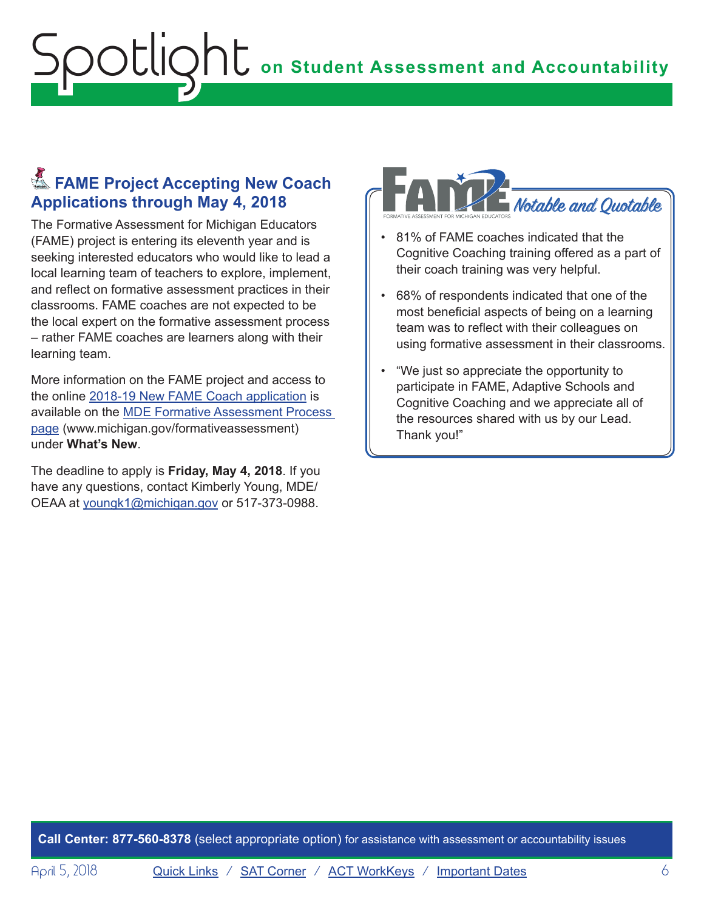## FAME Project Accepting New Coach Applications through May 4, 2018

The Formative Assessment for Michigan Educators (FAME) project is entering its eleventh year and is seeking interested educators who would like to lead a local learning team of teachers to explore, implement, and reflect on formative assessment practices in their classrooms. FAME coaches are not expected to be the local expert on the formative assessment process – rather FAME coaches are learners along with their learning team.

More information on the FAME project and access to the online 2018-19 New FAME Coach application is available on the MDE Formative Assessment Process page (www.michigan.gov/formativeassessment) under **What's New**.

The deadline to apply is **Friday, May 4, 2018**. If you have any questions, contact Kimberly Young, MDE/OEAA at youngk1@michigan.gov or 517-373-0988.

### FAME — Formative Assessment for Michigan Educators: *Notable and Quotable*

- 81% of FAME coaches indicated that the Cognitive Coaching training offered as a part of their coach training was very helpful.
- 68% of respondents indicated that one of the most beneficial aspects of being on a learning team was to reflect with their colleagues on using formative assessment in their classrooms.
- "We just so appreciate the opportunity to participate in FAME, Adaptive Schools and Cognitive Coaching and we appreciate all of the resources shared with us by our Lead. Thank you!"

**Call Center: 877-560-8378** (select appropriate option) for assistance with assessment or accountability issues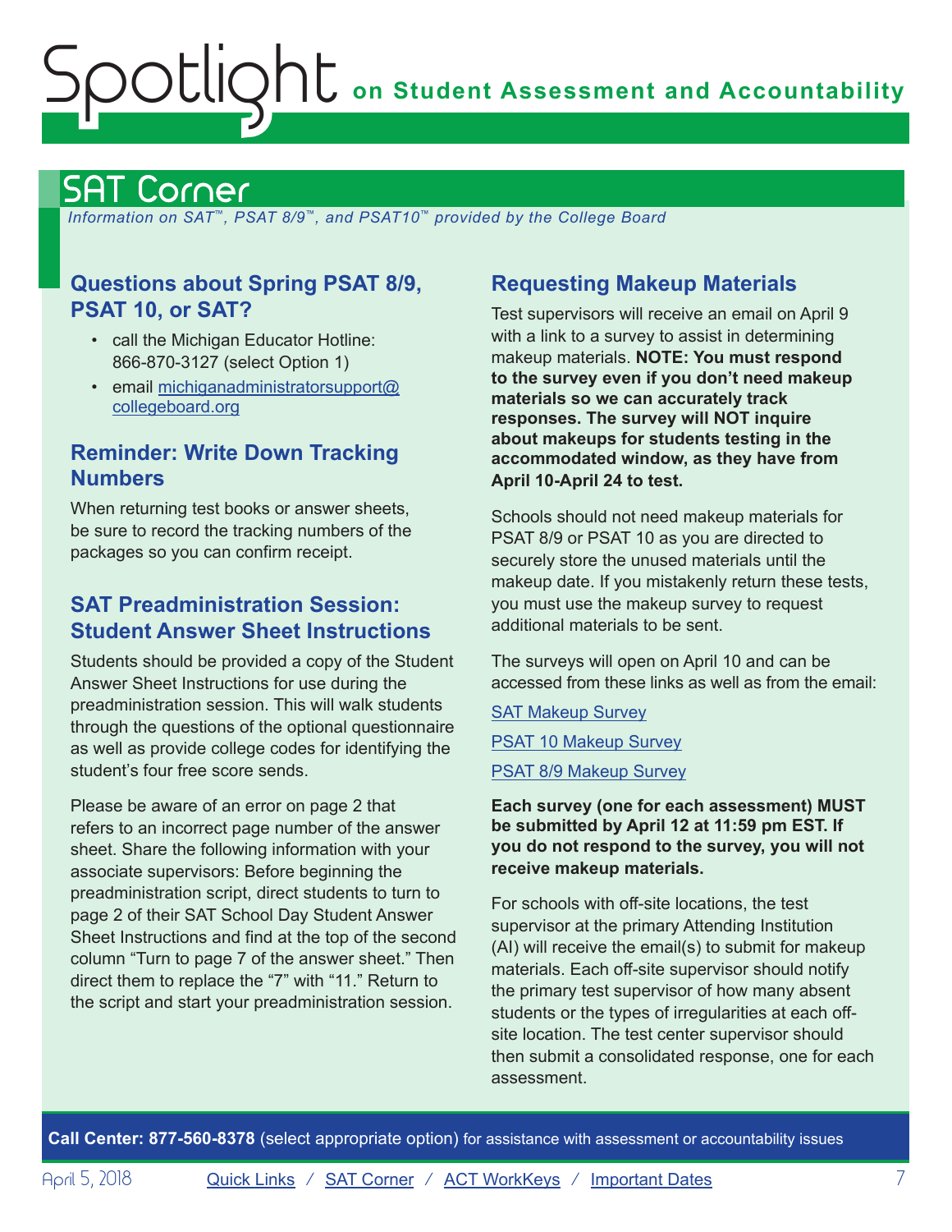## SAT Corner

*Information on SAT™, PSAT 8/9™, and PSAT10™ provided by the College Board*

### Questions about Spring PSAT 8/9, PSAT 10, or SAT?

- call the Michigan Educator Hotline: 866-870-3127 (select Option 1)
- email [michiganadministratorsupport@collegeboard.org](mailto:michiganadministratorsupport@collegeboard.org)

### Reminder: Write Down Tracking Numbers

When returning test books or answer sheets, be sure to record the tracking numbers of the packages so you can confirm receipt.

### SAT Preadministration Session: Student Answer Sheet Instructions

Students should be provided a copy of the Student Answer Sheet Instructions for use during the preadministration session. This will walk students through the questions of the optional questionnaire as well as provide college codes for identifying the student's four free score sends.

Please be aware of an error on page 2 that refers to an incorrect page number of the answer sheet. Share the following information with your associate supervisors: Before beginning the preadministration script, direct students to turn to page 2 of their SAT School Day Student Answer Sheet Instructions and find at the top of the second column "Turn to page 7 of the answer sheet." Then direct them to replace the "7" with "11." Return to the script and start your preadministration session.

### Requesting Makeup Materials

Test supervisors will receive an email on April 9 with a link to a survey to assist in determining makeup materials. **NOTE: You must respond to the survey even if you don't need makeup materials so we can accurately track responses. The survey will NOT inquire about makeups for students testing in the accommodated window, as they have from April 10-April 24 to test.**

Schools should not need makeup materials for PSAT 8/9 or PSAT 10 as you are directed to securely store the unused materials until the makeup date. If you mistakenly return these tests, you must use the makeup survey to request additional materials to be sent.

The surveys will open on April 10 and can be accessed from these links as well as from the email:

SAT Makeup Survey

PSAT 10 Makeup Survey

PSAT 8/9 Makeup Survey

**Each survey (one for each assessment) MUST be submitted by April 12 at 11:59 pm EST. If you do not respond to the survey, you will not receive makeup materials.**

For schools with off-site locations, the test supervisor at the primary Attending Institution (AI) will receive the email(s) to submit for makeup materials. Each off-site supervisor should notify the primary test supervisor of how many absent students or the types of irregularities at each off-site location. The test center supervisor should then submit a consolidated response, one for each assessment.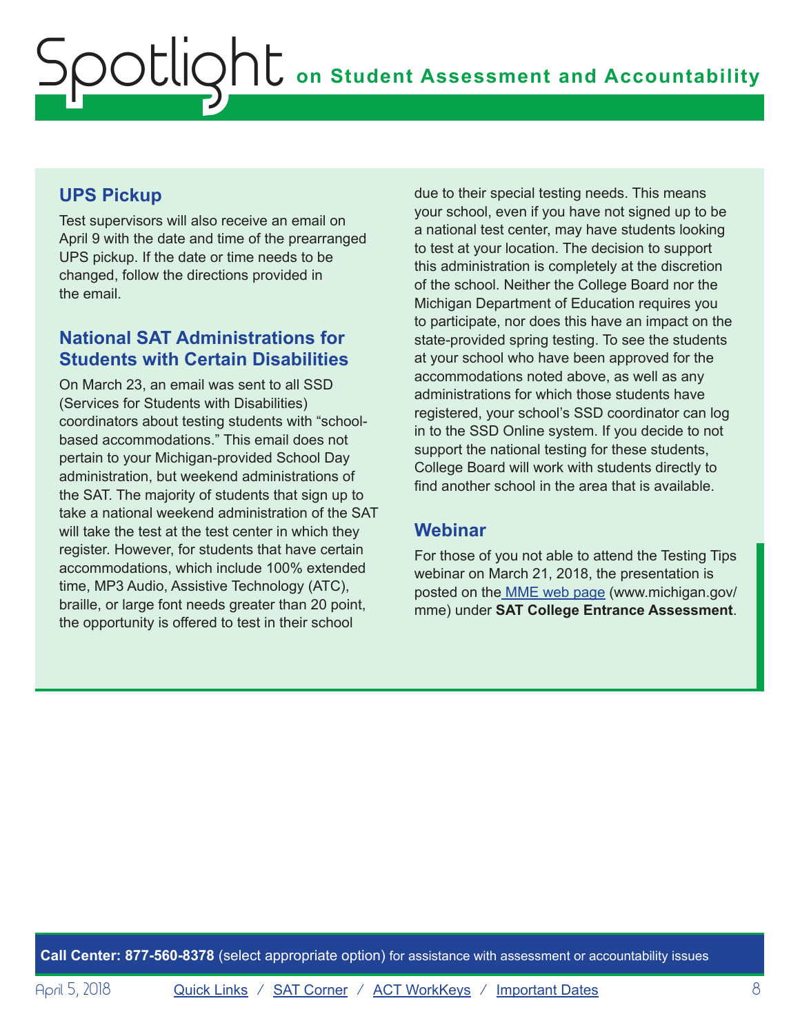## UPS Pickup

Test supervisors will also receive an email on April 9 with the date and time of the prearranged UPS pickup. If the date or time needs to be changed, follow the directions provided in the email.

## National SAT Administrations for Students with Certain Disabilities

On March 23, an email was sent to all SSD (Services for Students with Disabilities) coordinators about testing students with "school-based accommodations." This email does not pertain to your Michigan-provided School Day administration, but weekend administrations of the SAT. The majority of students that sign up to take a national weekend administration of the SAT will take the test at the test center in which they register. However, for students that have certain accommodations, which include 100% extended time, MP3 Audio, Assistive Technology (ATC), braille, or large font needs greater than 20 point, the opportunity is offered to test in their school due to their special testing needs. This means your school, even if you have not signed up to be a national test center, may have students looking to test at your location. The decision to support this administration is completely at the discretion of the school. Neither the College Board nor the Michigan Department of Education requires you to participate, nor does this have an impact on the state-provided spring testing. To see the students at your school who have been approved for the accommodations noted above, as well as any administrations for which those students have registered, your school's SSD coordinator can log in to the SSD Online system. If you decide to not support the national testing for these students, College Board will work with students directly to find another school in the area that is available.

## Webinar

For those of you not able to attend the Testing Tips webinar on March 21, 2018, the presentation is posted on the MME web page (www.michigan.gov/mme) under **SAT College Entrance Assessment**.

**Call Center: 877-560-8378** (select appropriate option) for assistance with assessment or accountability issues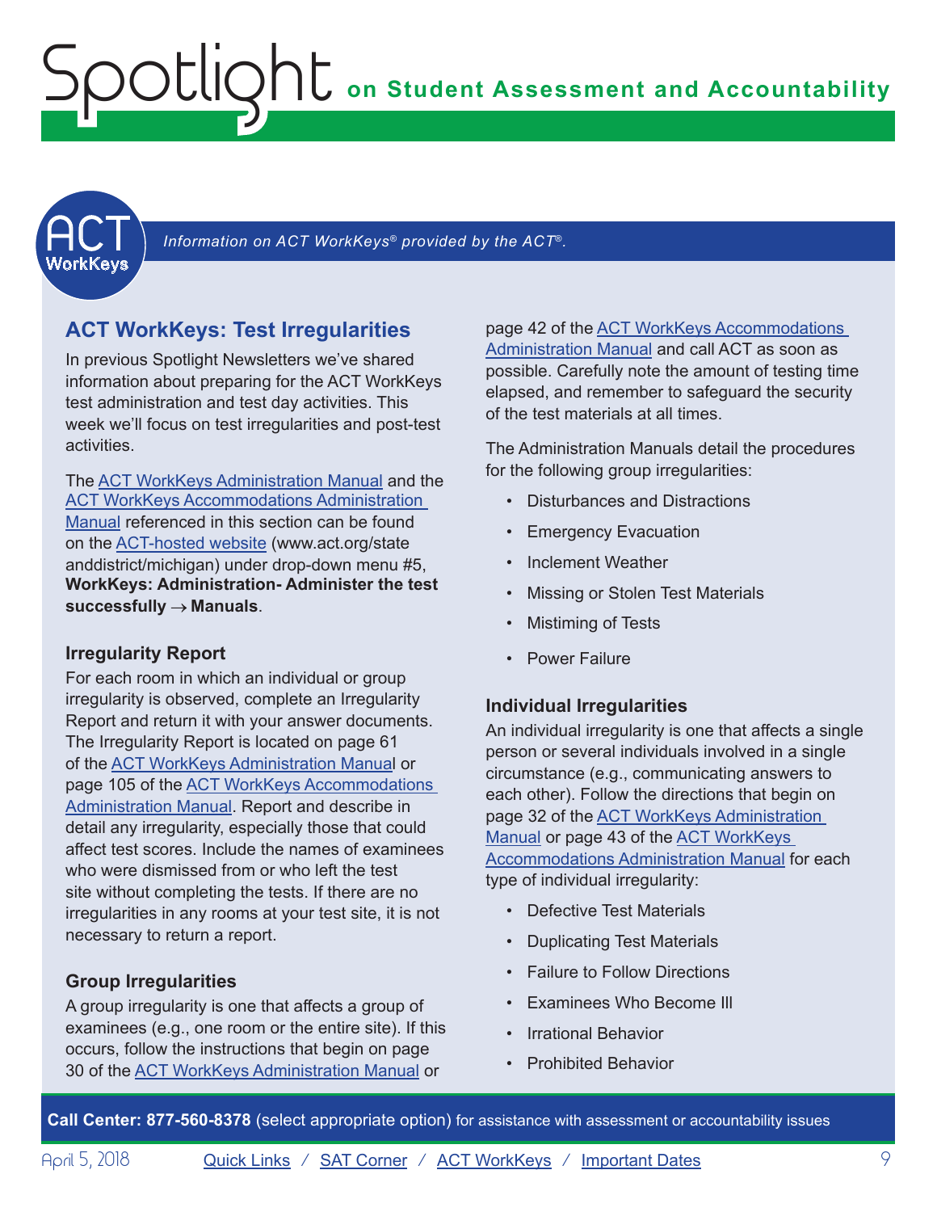*Information on ACT WorkKeys® provided by the ACT®.*

## ACT WorkKeys: Test Irregularities

In previous Spotlight Newsletters we've shared information about preparing for the ACT WorkKeys test administration and test day activities. This week we'll focus on test irregularities and post-test activities.

The ACT WorkKeys Administration Manual and the ACT WorkKeys Accommodations Administration Manual referenced in this section can be found on the ACT-hosted website (www.act.org/stateanddistrict/michigan) under drop-down menu #5, **WorkKeys: Administration- Administer the test successfully → Manuals**.

### Irregularity Report

For each room in which an individual or group irregularity is observed, complete an Irregularity Report and return it with your answer documents. The Irregularity Report is located on page 61 of the ACT WorkKeys Administration Manual or page 105 of the ACT WorkKeys Accommodations Administration Manual. Report and describe in detail any irregularity, especially those that could affect test scores. Include the names of examinees who were dismissed from or who left the test site without completing the tests. If there are no irregularities in any rooms at your test site, it is not necessary to return a report.

### Group Irregularities

A group irregularity is one that affects a group of examinees (e.g., one room or the entire site). If this occurs, follow the instructions that begin on page 30 of the ACT WorkKeys Administration Manual or page 42 of the ACT WorkKeys Accommodations Administration Manual and call ACT as soon as possible. Carefully note the amount of testing time elapsed, and remember to safeguard the security of the test materials at all times.

The Administration Manuals detail the procedures for the following group irregularities:

- Disturbances and Distractions
- Emergency Evacuation
- Inclement Weather
- Missing or Stolen Test Materials
- Mistiming of Tests
- Power Failure

### Individual Irregularities

An individual irregularity is one that affects a single person or several individuals involved in a single circumstance (e.g., communicating answers to each other). Follow the directions that begin on page 32 of the ACT WorkKeys Administration Manual or page 43 of the ACT WorkKeys Accommodations Administration Manual for each type of individual irregularity:

- Defective Test Materials
- Duplicating Test Materials
- Failure to Follow Directions
- Examinees Who Become Ill
- Irrational Behavior
- Prohibited Behavior

**Call Center: 877-560-8378** (select appropriate option) for assistance with assessment or accountability issues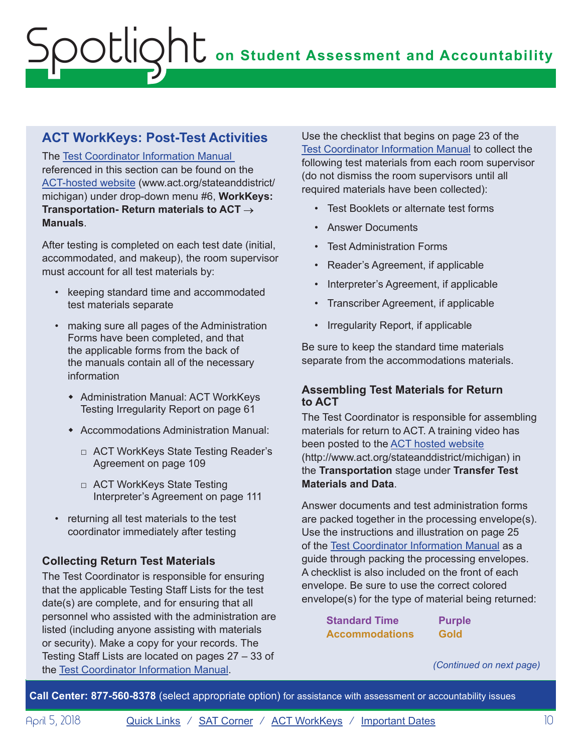## ACT WorkKeys: Post-Test Activities

The Test Coordinator Information Manual referenced in this section can be found on the ACT-hosted website (www.act.org/stateanddistrict/michigan) under drop-down menu #6, **WorkKeys: Transportation- Return materials to ACT → Manuals**.

After testing is completed on each test date (initial, accommodated, and makeup), the room supervisor must account for all test materials by:

- keeping standard time and accommodated test materials separate
- making sure all pages of the Administration Forms have been completed, and that the applicable forms from the back of the manuals contain all of the necessary information
  - Administration Manual: ACT WorkKeys Testing Irregularity Report on page 61
  - Accommodations Administration Manual:
    - ACT WorkKeys State Testing Reader's Agreement on page 109
    - ACT WorkKeys State Testing Interpreter's Agreement on page 111
- returning all test materials to the test coordinator immediately after testing

### Collecting Return Test Materials

The Test Coordinator is responsible for ensuring that the applicable Testing Staff Lists for the test date(s) are complete, and for ensuring that all personnel who assisted with the administration are listed (including anyone assisting with materials or security). Make a copy for your records. The Testing Staff Lists are located on pages 27 – 33 of the Test Coordinator Information Manual.

Use the checklist that begins on page 23 of the Test Coordinator Information Manual to collect the following test materials from each room supervisor (do not dismiss the room supervisors until all required materials have been collected):

- Test Booklets or alternate test forms
- Answer Documents
- Test Administration Forms
- Reader's Agreement, if applicable
- Interpreter's Agreement, if applicable
- Transcriber Agreement, if applicable
- Irregularity Report, if applicable

Be sure to keep the standard time materials separate from the accommodations materials.

### Assembling Test Materials for Return to ACT

The Test Coordinator is responsible for assembling materials for return to ACT. A training video has been posted to the ACT hosted website (http://www.act.org/stateanddistrict/michigan) in the **Transportation** stage under **Transfer Test Materials and Data**.

Answer documents and test administration forms are packed together in the processing envelope(s). Use the instructions and illustration on page 25 of the Test Coordinator Information Manual as a guide through packing the processing envelopes. A checklist is also included on the front of each envelope. Be sure to use the correct colored envelope(s) for the type of material being returned:

| | |
|---|---|
| **Standard Time** | **Purple** |
| **Accommodations** | **Gold** |

*(Continued on next page)*

**Call Center: 877-560-8378** (select appropriate option) for assistance with assessment or accountability issues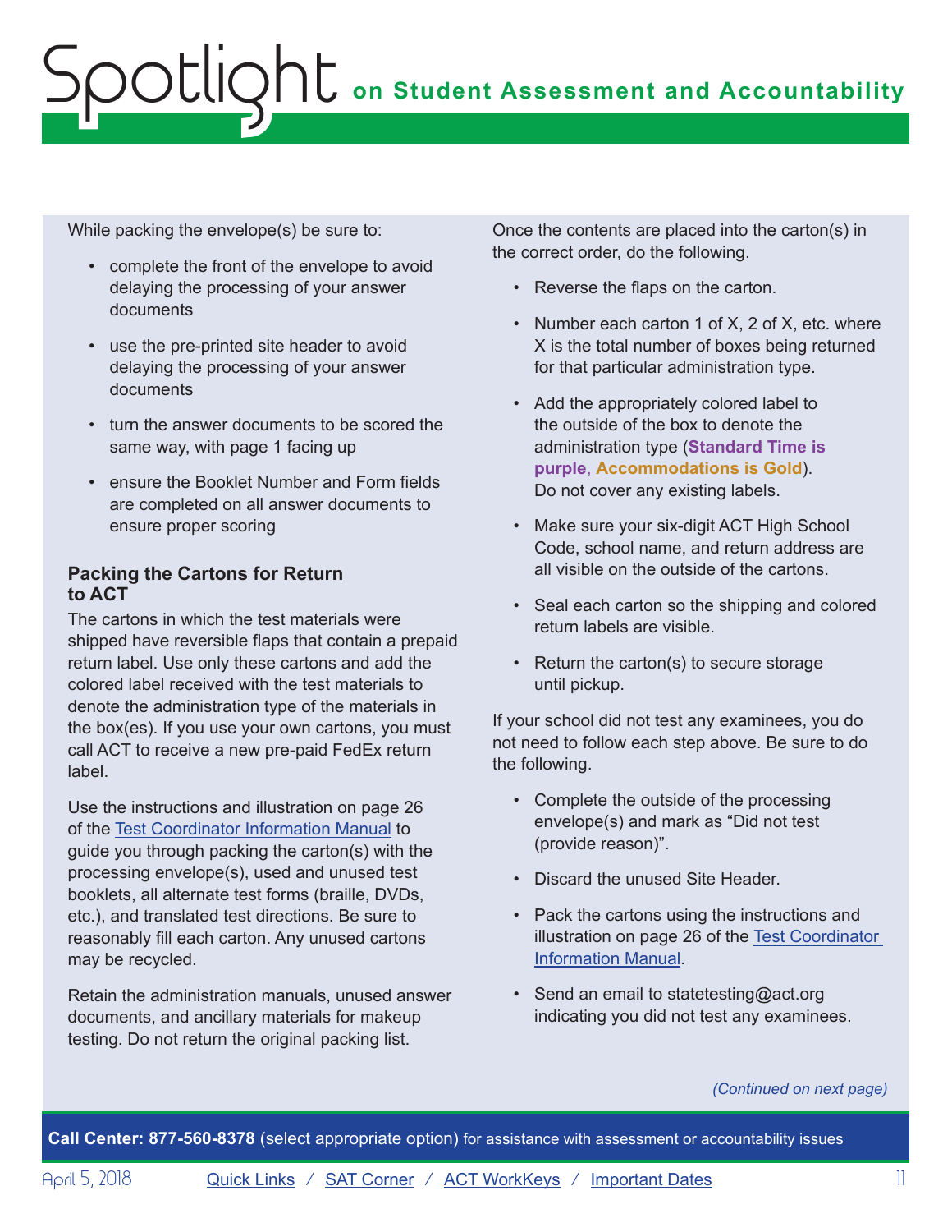While packing the envelope(s) be sure to:

- complete the front of the envelope to avoid delaying the processing of your answer documents
- use the pre-printed site header to avoid delaying the processing of your answer documents
- turn the answer documents to be scored the same way, with page 1 facing up
- ensure the Booklet Number and Form fields are completed on all answer documents to ensure proper scoring

### Packing the Cartons for Return to ACT

The cartons in which the test materials were shipped have reversible flaps that contain a prepaid return label. Use only these cartons and add the colored label received with the test materials to denote the administration type of the materials in the box(es). If you use your own cartons, you must call ACT to receive a new pre-paid FedEx return label.

Use the instructions and illustration on page 26 of the [Test Coordinator Information Manual](#) to guide you through packing the carton(s) with the processing envelope(s), used and unused test booklets, all alternate test forms (braille, DVDs, etc.), and translated test directions. Be sure to reasonably fill each carton. Any unused cartons may be recycled.

Retain the administration manuals, unused answer documents, and ancillary materials for makeup testing. Do not return the original packing list.

Once the contents are placed into the carton(s) in the correct order, do the following.

- Reverse the flaps on the carton.
- Number each carton 1 of X, 2 of X, etc. where X is the total number of boxes being returned for that particular administration type.
- Add the appropriately colored label to the outside of the box to denote the administration type (**Standard Time is purple**, **Accommodations is Gold**). Do not cover any existing labels.
- Make sure your six-digit ACT High School Code, school name, and return address are all visible on the outside of the cartons.
- Seal each carton so the shipping and colored return labels are visible.
- Return the carton(s) to secure storage until pickup.

If your school did not test any examinees, you do not need to follow each step above. Be sure to do the following.

- Complete the outside of the processing envelope(s) and mark as "Did not test (provide reason)".
- Discard the unused Site Header.
- Pack the cartons using the instructions and illustration on page 26 of the [Test Coordinator Information Manual](#).
- Send an email to statetesting@act.org indicating you did not test any examinees.

*(Continued on next page)*

**Call Center: 877-560-8378** (select appropriate option) for assistance with assessment or accountability issues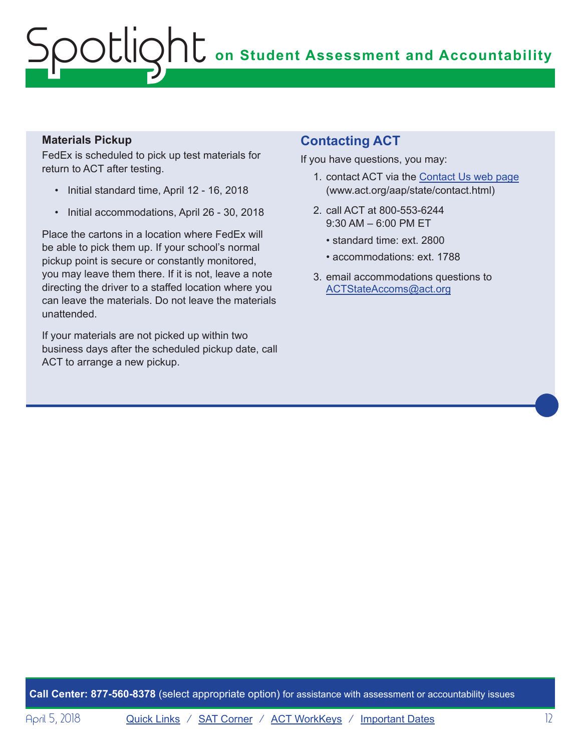### Materials Pickup

FedEx is scheduled to pick up test materials for return to ACT after testing.

- Initial standard time, April 12 - 16, 2018
- Initial accommodations, April 26 - 30, 2018

Place the cartons in a location where FedEx will be able to pick them up. If your school's normal pickup point is secure or constantly monitored, you may leave them there. If it is not, leave a note directing the driver to a staffed location where you can leave the materials. Do not leave the materials unattended.

If your materials are not picked up within two business days after the scheduled pickup date, call ACT to arrange a new pickup.

## Contacting ACT

If you have questions, you may:

1. contact ACT via the Contact Us web page (www.act.org/aap/state/contact.html)
2. call ACT at 800-553-6244
   9:30 AM – 6:00 PM ET
   - standard time: ext. 2800
   - accommodations: ext. 1788
3. email accommodations questions to ACTStateAccoms@act.org

**Call Center: 877-560-8378** (select appropriate option) for assistance with assessment or accountability issues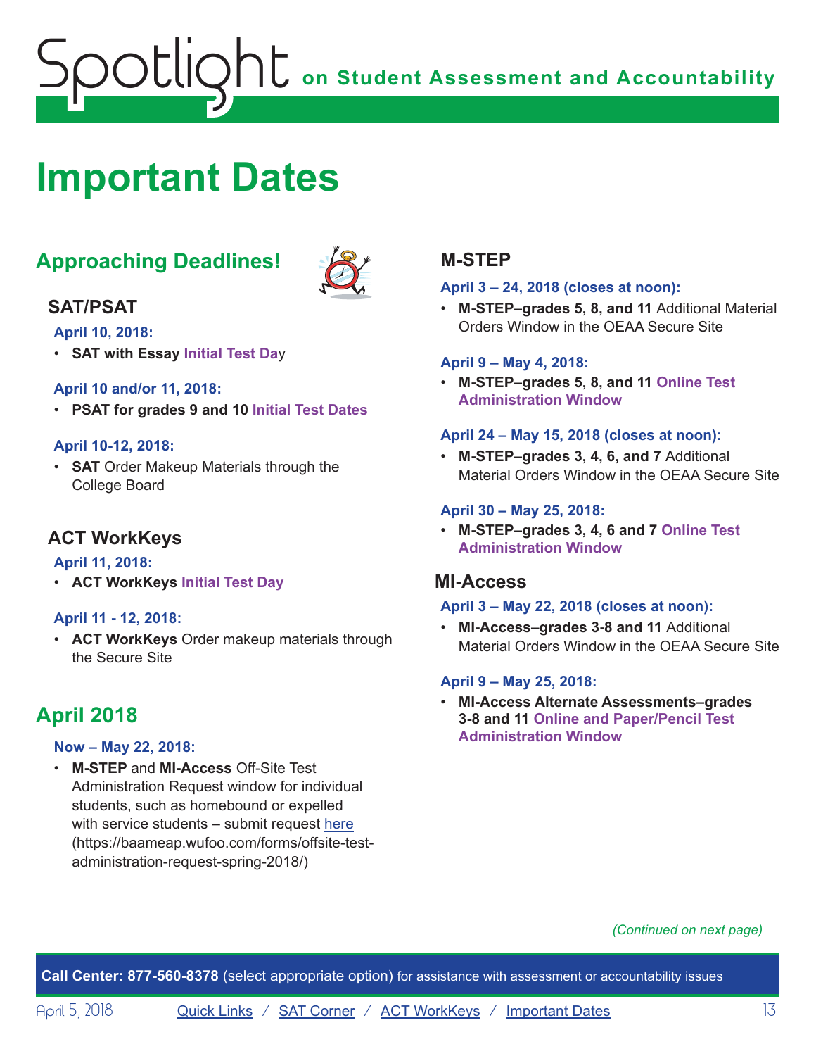# Important Dates

## Approaching Deadlines!

### SAT/PSAT

**April 10, 2018:**

- **SAT with Essay** Initial Test Day

**April 10 and/or 11, 2018:**

- **PSAT for grades 9 and 10** Initial Test Dates

**April 10-12, 2018:**

- **SAT** Order Makeup Materials through the College Board

### ACT WorkKeys

**April 11, 2018:**

- **ACT WorkKeys** Initial Test Day

**April 11 - 12, 2018:**

- **ACT WorkKeys** Order makeup materials through the Secure Site

## April 2018

**Now – May 22, 2018:**

- **M-STEP** and **MI-Access** Off-Site Test Administration Request window for individual students, such as homebound or expelled with service students – submit request here (https://baameap.wufoo.com/forms/offsite-test-administration-request-spring-2018/)

### M-STEP

**April 3 – 24, 2018 (closes at noon):**

- **M-STEP–grades 5, 8, and 11** Additional Material Orders Window in the OEAA Secure Site

**April 9 – May 4, 2018:**

- **M-STEP–grades 5, 8, and 11** Online Test Administration Window

**April 24 – May 15, 2018 (closes at noon):**

- **M-STEP–grades 3, 4, 6, and 7** Additional Material Orders Window in the OEAA Secure Site

**April 30 – May 25, 2018:**

- **M-STEP–grades 3, 4, 6 and 7** Online Test Administration Window

### MI-Access

**April 3 – May 22, 2018 (closes at noon):**

- **MI-Access–grades 3-8 and 11** Additional Material Orders Window in the OEAA Secure Site

**April 9 – May 25, 2018:**

- **MI-Access Alternate Assessments–grades 3-8 and 11** Online and Paper/Pencil Test Administration Window

*(Continued on next page)*

**Call Center: 877-560-8378** (select appropriate option) for assistance with assessment or accountability issues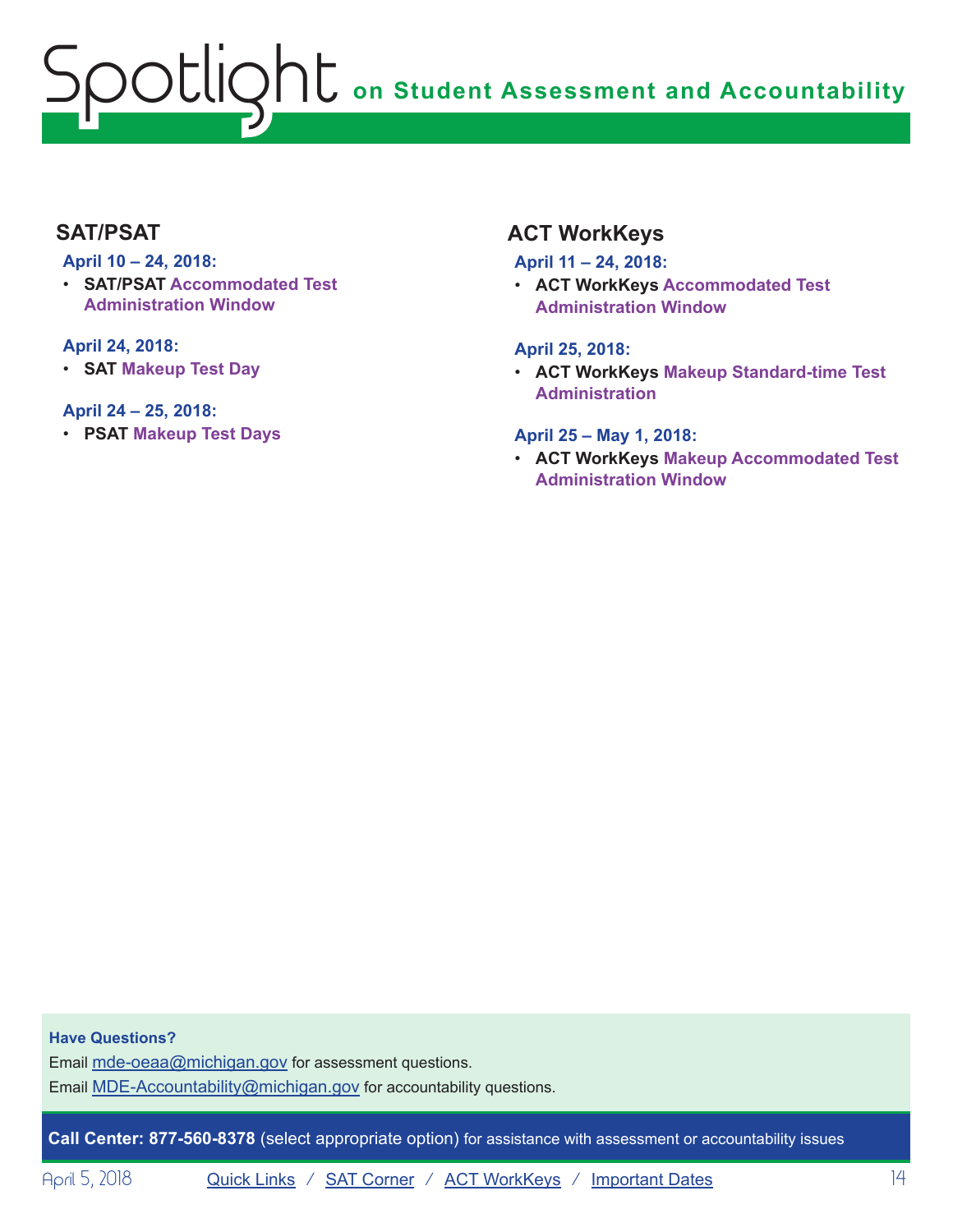## SAT/PSAT

**April 10 – 24, 2018:**

- **SAT/PSAT Accommodated Test Administration Window**

**April 24, 2018:**

- **SAT Makeup Test Day**

**April 24 – 25, 2018:**

- **PSAT Makeup Test Days**

## ACT WorkKeys

**April 11 – 24, 2018:**

- **ACT WorkKeys Accommodated Test Administration Window**

**April 25, 2018:**

- **ACT WorkKeys Makeup Standard-time Test Administration**

**April 25 – May 1, 2018:**

- **ACT WorkKeys Makeup Accommodated Test Administration Window**

**Have Questions?**

Email mde-oeaa@michigan.gov for assessment questions.

Email MDE-Accountability@michigan.gov for accountability questions.

**Call Center: 877-560-8378** (select appropriate option) for assistance with assessment or accountability issues